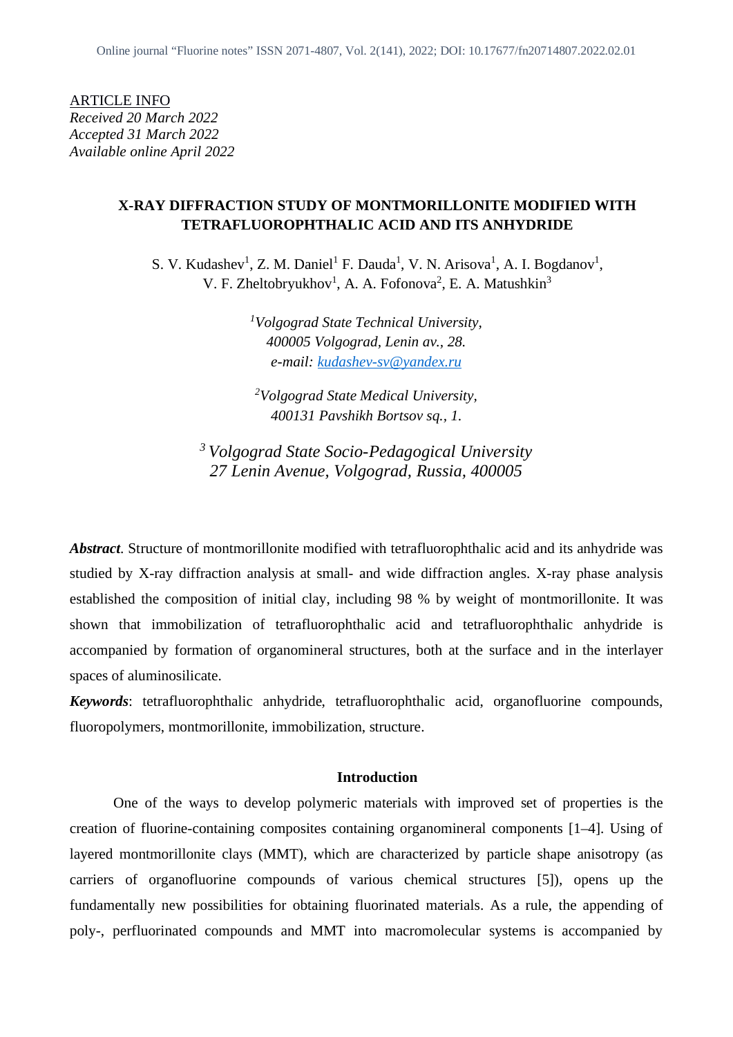ARTICLE INFO
*Received 20 March 2022*
*Accepted 31 March 2022*
*Available online April 2022*

# X-RAY DIFFRACTION STUDY OF MONTMORILLONITE MODIFIED WITH TETRAFLUOROPHTHALIC ACID AND ITS ANHYDRIDE

S. V. Kudashev[1], Z. M. Daniel[1] F. Dauda[1], V. N. Arisova[1], A. I. Bogdanov[1], V. F. Zheltobryukhov[1], A. A. Fofonova[2], E. A. Matushkin[3]

[1]*Volgograd State Technical University,*
*400005 Volgograd, Lenin av., 28.*
*e-mail: kudashev-sv@yandex.ru*

[2]*Volgograd State Medical University,*
*400131 Pavshikh Bortsov sq., 1.*

[3] *Volgograd State Socio-Pedagogical University*
*27 Lenin Avenue, Volgograd, Russia, 400005*

***Abstract***. Structure of montmorillonite modified with tetrafluorophthalic acid and its anhydride was studied by X-ray diffraction analysis at small- and wide diffraction angles. X-ray phase analysis established the composition of initial clay, including 98 % by weight of montmorillonite. It was shown that immobilization of tetrafluorophthalic acid and tetrafluorophthalic anhydride is accompanied by formation of organomineral structures, both at the surface and in the interlayer spaces of aluminosilicate.

***Keywords***: tetrafluorophthalic anhydride, tetrafluorophthalic acid, organofluorine compounds, fluoropolymers, montmorillonite, immobilization, structure.

## Introduction

One of the ways to develop polymeric materials with improved set of properties is the creation of fluorine-containing composites containing organomineral components [1–4]. Using of layered montmorillonite clays (MMT), which are characterized by particle shape anisotropy (as carriers of organofluorine compounds of various chemical structures [5]), opens up the fundamentally new possibilities for obtaining fluorinated materials. As a rule, the appending of poly-, perfluorinated compounds and MMT into macromolecular systems is accompanied by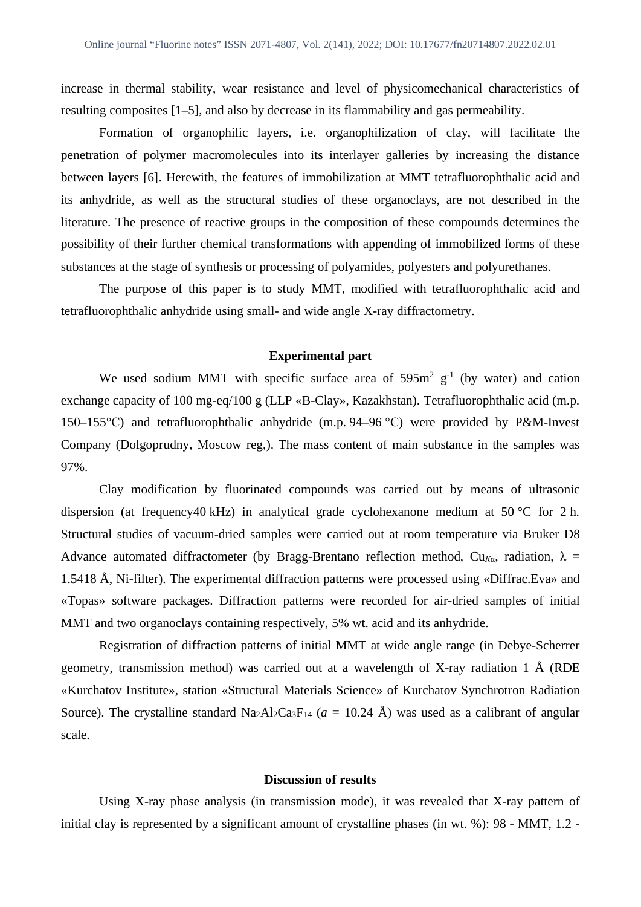increase in thermal stability, wear resistance and level of physicomechanical characteristics of resulting composites [1–5], and also by decrease in its flammability and gas permeability.

Formation of organophilic layers, i.e. organophilization of clay, will facilitate the penetration of polymer macromolecules into its interlayer galleries by increasing the distance between layers [6]. Herewith, the features of immobilization at MMT tetrafluorophthalic acid and its anhydride, as well as the structural studies of these organoclays, are not described in the literature. The presence of reactive groups in the composition of these compounds determines the possibility of their further chemical transformations with appending of immobilized forms of these substances at the stage of synthesis or processing of polyamides, polyesters and polyurethanes.

The purpose of this paper is to study MMT, modified with tetrafluorophthalic acid and tetrafluorophthalic anhydride using small- and wide angle X-ray diffractometry.

## Experimental part

We used sodium MMT with specific surface area of 595$m^2$ $g^{-1}$ (by water) and cation exchange capacity of 100 mg-eq/100 g (LLP «B-Clay», Kazakhstan). Tetrafluorophthalic acid (m.p. 150–155°C) and tetrafluorophthalic anhydride (m.p. 94–96 °C) were provided by P&M-Invest Company (Dolgoprudny, Moscow reg,). The mass content of main substance in the samples was 97%.

Clay modification by fluorinated compounds was carried out by means of ultrasonic dispersion (at frequency40 kHz) in analytical grade cyclohexanone medium at 50 °C for 2 h. Structural studies of vacuum-dried samples were carried out at room temperature via Bruker D8 Advance automated diffractometer (by Bragg-Brentano reflection method, $Cu_{K\alpha}$, radiation, $\lambda$ = 1.5418 Å, Ni-filter). The experimental diffraction patterns were processed using «Diffrac.Eva» and «Topas» software packages. Diffraction patterns were recorded for air-dried samples of initial MMT and two organoclays containing respectively, 5% wt. acid and its anhydride.

Registration of diffraction patterns of initial MMT at wide angle range (in Debye-Scherrer geometry, transmission method) was carried out at a wavelength of X-ray radiation 1 Å (RDE «Kurchatov Institute», station «Structural Materials Science» of Kurchatov Synchrotron Radiation Source). The crystalline standard $Na_2Al_2Ca_3F_{14}$ ($a$ = 10.24 Å) was used as a calibrant of angular scale.

## Discussion of results

Using X-ray phase analysis (in transmission mode), it was revealed that X-ray pattern of initial clay is represented by a significant amount of crystalline phases (in wt. %): 98 - MMT, 1.2 -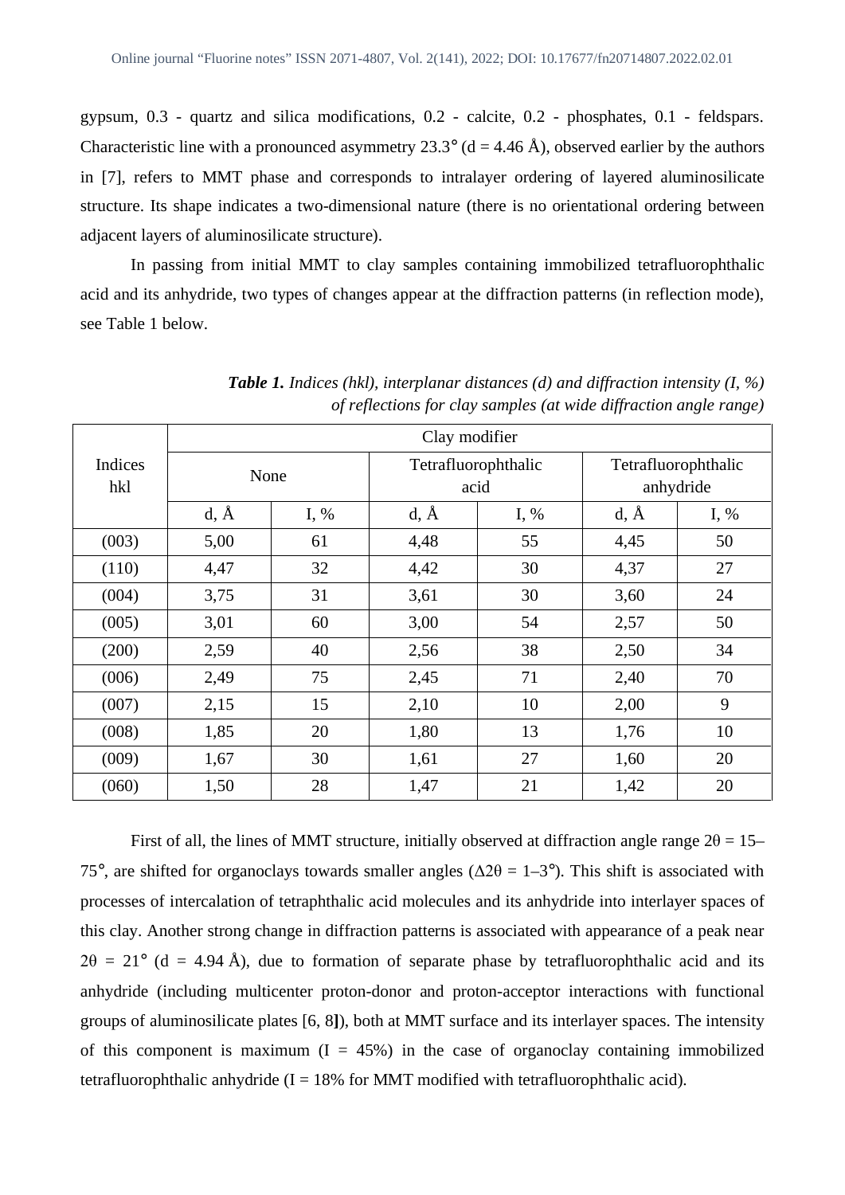gypsum, 0.3 - quartz and silica modifications, 0.2 - calcite, 0.2 - phosphates, 0.1 - feldspars. Characteristic line with a pronounced asymmetry 23.3° (d = 4.46 Å), observed earlier by the authors in [7], refers to MMT phase and corresponds to intralayer ordering of layered aluminosilicate structure. Its shape indicates a two-dimensional nature (there is no orientational ordering between adjacent layers of aluminosilicate structure).

In passing from initial MMT to clay samples containing immobilized tetrafluorophthalic acid and its anhydride, two types of changes appear at the diffraction patterns (in reflection mode), see Table 1 below.

***Table 1.*** *Indices (hkl), interplanar distances (d) and diffraction intensity (I, %) of reflections for clay samples (at wide diffraction angle range)*

| Indices hkl | Clay modifier | | | | | |
|---|---|---|---|---|---|---|
| | None | | Tetrafluorophthalic acid | | Tetrafluorophthalic anhydride | |
| | d, Å | I, % | d, Å | I, % | d, Å | I, % |
| (003) | 5,00 | 61 | 4,48 | 55 | 4,45 | 50 |
| (110) | 4,47 | 32 | 4,42 | 30 | 4,37 | 27 |
| (004) | 3,75 | 31 | 3,61 | 30 | 3,60 | 24 |
| (005) | 3,01 | 60 | 3,00 | 54 | 2,57 | 50 |
| (200) | 2,59 | 40 | 2,56 | 38 | 2,50 | 34 |
| (006) | 2,49 | 75 | 2,45 | 71 | 2,40 | 70 |
| (007) | 2,15 | 15 | 2,10 | 10 | 2,00 | 9 |
| (008) | 1,85 | 20 | 1,80 | 13 | 1,76 | 10 |
| (009) | 1,67 | 30 | 1,61 | 27 | 1,60 | 20 |
| (060) | 1,50 | 28 | 1,47 | 21 | 1,42 | 20 |

First of all, the lines of MMT structure, initially observed at diffraction angle range $2\theta = 15$–$75°$, are shifted for organoclays towards smaller angles ($\Delta 2\theta = 1$–$3°$). This shift is associated with processes of intercalation of tetraphthalic acid molecules and its anhydride into interlayer spaces of this clay. Another strong change in diffraction patterns is associated with appearance of a peak near $2\theta = 21°$ (d = 4.94 Å), due to formation of separate phase by tetrafluorophthalic acid and its anhydride (including multicenter proton-donor and proton-acceptor interactions with functional groups of aluminosilicate plates [6, 8]), both at MMT surface and its interlayer spaces. The intensity of this component is maximum (I = 45%) in the case of organoclay containing immobilized tetrafluorophthalic anhydride (I = 18% for MMT modified with tetrafluorophthalic acid).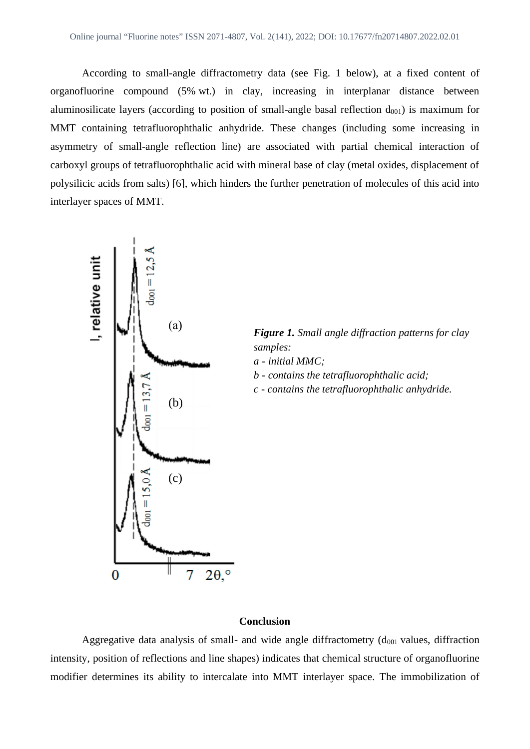According to small-angle diffractometry data (see Fig. 1 below), at a fixed content of organofluorine compound (5% wt.) in clay, increasing in interplanar distance between aluminosilicate layers (according to position of small-angle basal reflection $d_{001}$) is maximum for MMT containing tetrafluorophthalic anhydride. These changes (including some increasing in asymmetry of small-angle reflection line) are associated with partial chemical interaction of carboxyl groups of tetrafluorophthalic acid with mineral base of clay (metal oxides, displacement of polysilicic acids from salts) [6], which hinders the further penetration of molecules of this acid into interlayer spaces of MMT.

***Figure 1.*** *Small angle diffraction patterns for clay samples:*
*a - initial MMC;*
*b - contains the tetrafluorophthalic acid;*
*c - contains the tetrafluorophthalic anhydride.*

## Conclusion

Aggregative data analysis of small- and wide angle diffractometry ($d_{001}$ values, diffraction intensity, position of reflections and line shapes) indicates that chemical structure of organofluorine modifier determines its ability to intercalate into MMT interlayer space. The immobilization of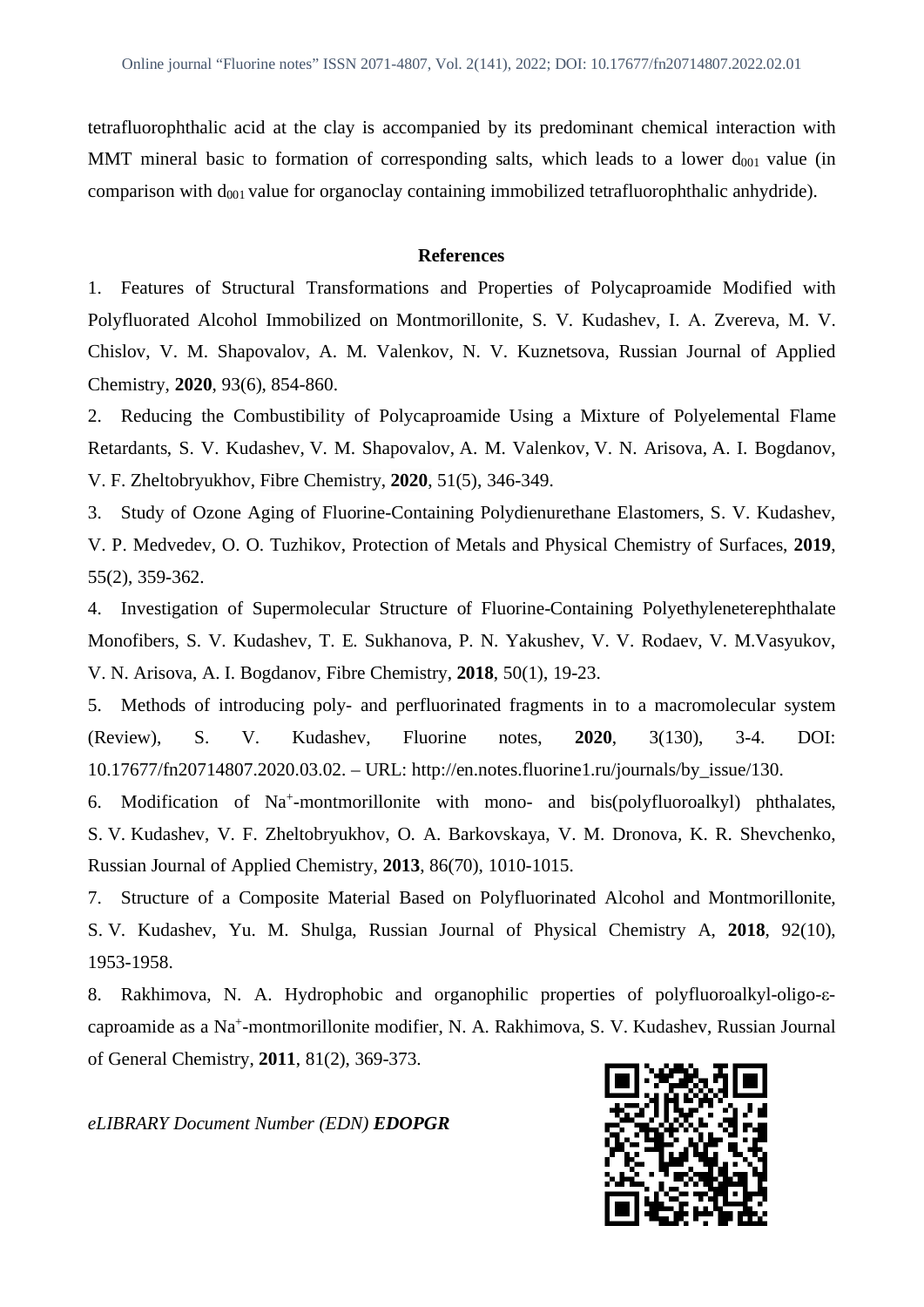tetrafluorophthalic acid at the clay is accompanied by its predominant chemical interaction with MMT mineral basic to formation of corresponding salts, which leads to a lower $d_{001}$ value (in comparison with $d_{001}$ value for organoclay containing immobilized tetrafluorophthalic anhydride).

## References

1. Features of Structural Transformations and Properties of Polycaproamide Modified with Polyfluorated Alcohol Immobilized on Montmorillonite, S. V. Kudashev, I. A. Zvereva, M. V. Chislov, V. M. Shapovalov, A. M. Valenkov, N. V. Kuznetsova, Russian Journal of Applied Chemistry, **2020**, 93(6), 854-860.
2. Reducing the Combustibility of Polycaproamide Using a Mixture of Polyelemental Flame Retardants, S. V. Kudashev, V. M. Shapovalov, A. M. Valenkov, V. N. Arisova, A. I. Bogdanov, V. F. Zheltobryukhov, Fibre Chemistry, **2020**, 51(5), 346-349.
3. Study of Ozone Aging of Fluorine-Containing Polydienurethane Elastomers, S. V. Kudashev, V. P. Medvedev, O. O. Tuzhikov, Protection of Metals and Physical Chemistry of Surfaces, **2019**, 55(2), 359-362.
4. Investigation of Supermolecular Structure of Fluorine-Containing Polyethyleneterephthalate Monofibers, S. V. Kudashev, T. E. Sukhanova, P. N. Yakushev, V. V. Rodaev, V. M.Vasyukov, V. N. Arisova, A. I. Bogdanov, Fibre Chemistry, **2018**, 50(1), 19-23.
5. Methods of introducing poly- and perfluorinated fragments in to a macromolecular system (Review), S. V. Kudashev, Fluorine notes, **2020**, 3(130), 3-4. DOI: 10.17677/fn20714807.2020.03.02. – URL: http://en.notes.fluorine1.ru/journals/by_issue/130.
6. Modification of $Na^{+}$-montmorillonite with mono- and bis(polyfluoroalkyl) phthalates, S. V. Kudashev, V. F. Zheltobryukhov, O. A. Barkovskaya, V. M. Dronova, K. R. Shevchenko, Russian Journal of Applied Chemistry, **2013**, 86(70), 1010-1015.
7. Structure of a Composite Material Based on Polyfluorinated Alcohol and Montmorillonite, S. V. Kudashev, Yu. M. Shulga, Russian Journal of Physical Chemistry A, **2018**, 92(10), 1953-1958.
8. Rakhimova, N. A. Hydrophobic and organophilic properties of polyfluoroalkyl-oligo-ε-caproamide as a $Na^{+}$-montmorillonite modifier, N. A. Rakhimova, S. V. Kudashev, Russian Journal of General Chemistry, **2011**, 81(2), 369-373.

*eLIBRARY Document Number (EDN)* ***EDOPGR***